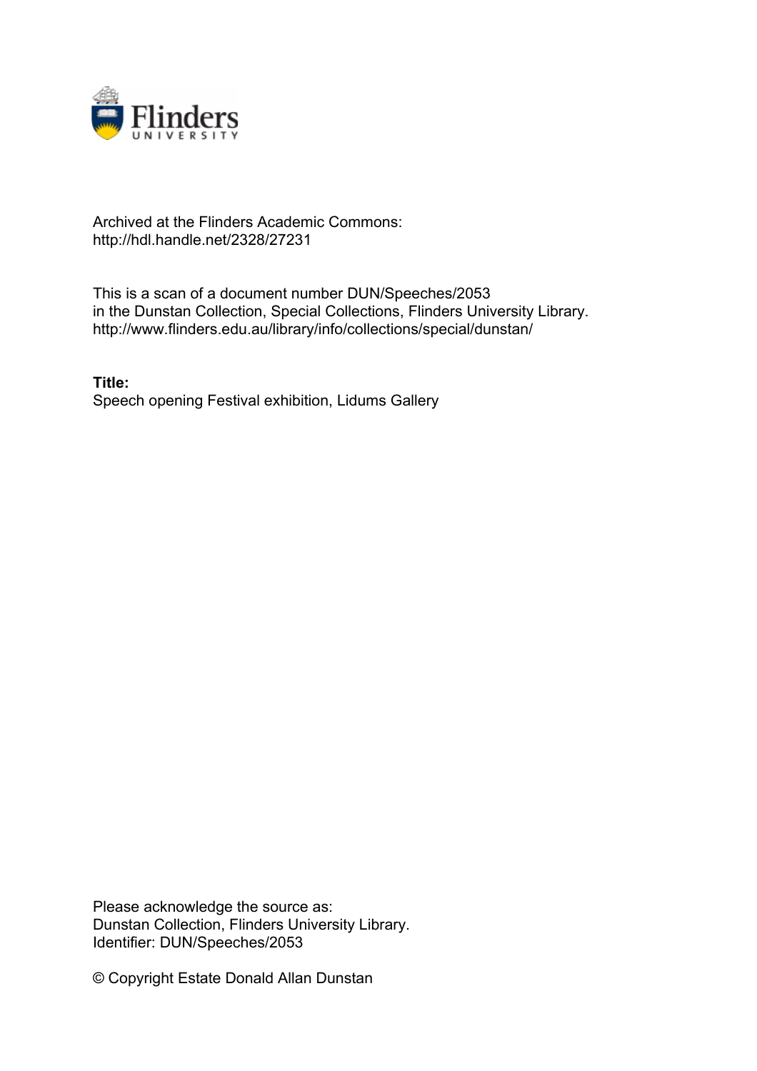Archived at the Flinders Academic Commons:
http://hdl.handle.net/2328/27231

This is a scan of a document number DUN/Speeches/2053
in the Dunstan Collection, Special Collections, Flinders University Library.
http://www.flinders.edu.au/library/info/collections/special/dunstan/

**Title:**
Speech opening Festival exhibition, Lidums Gallery

Please acknowledge the source as:
Dunstan Collection, Flinders University Library.
Identifier: DUN/Speeches/2053

© Copyright Estate Donald Allan Dunstan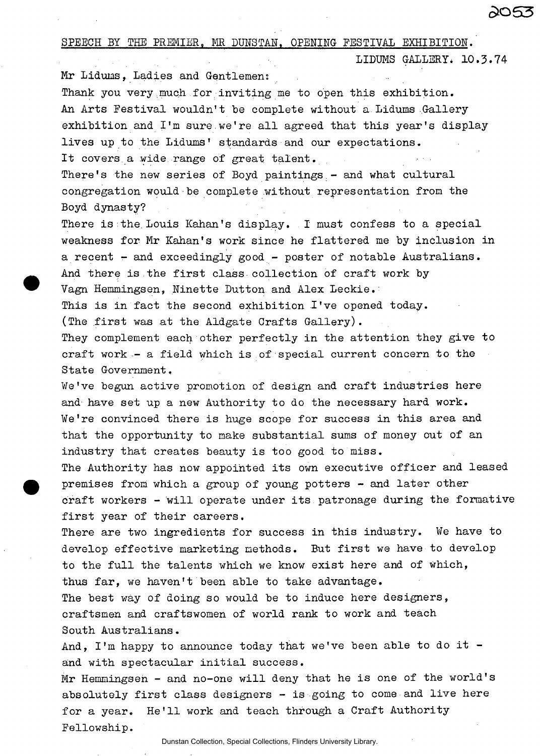SPEECH BY THE PREMIER, MR DUNSTAN, OPENING FESTIVAL EXHIBITION.

LIDUMS GALLERY. 10.3.74

Mr Lidums, Ladies and Gentlemen:

Thank you very much for inviting me to open this exhibition.
An Arts Festival wouldn't be complete without a Lidums Gallery exhibition and I'm sure we're all agreed that this year's display lives up to the Lidums' standards and our expectations.

It covers a wide range of great talent.

There's the new series of Boyd paintings - and what cultural congregation would be complete without representation from the Boyd dynasty?

There is the Louis Kahan's display. I must confess to a special weakness for Mr Kahan's work since he flattered me by inclusion in a recent - and exceedingly good - poster of notable Australians.

And there is the first class collection of craft work by Vagn Hemmingsen, Ninette Dutton and Alex Leckie.

This is in fact the second exhibition I've opened today. (The first was at the Aldgate Crafts Gallery).

They complement each other perfectly in the attention they give to craft work - a field which is of special current concern to the State Government.

We've begun active promotion of design and craft industries here and have set up a new Authority to do the necessary hard work.
We're convinced there is huge scope for success in this area and that the opportunity to make substantial sums of money out of an industry that creates beauty is too good to miss.

The Authority has now appointed its own executive officer and leased premises from which a group of young potters - and later other craft workers - will operate under its patronage during the formative first year of their careers.

There are two ingredients for success in this industry. We have to develop effective marketing methods. But first we have to develop to the full the talents which we know exist here and of which, thus far, we haven't been able to take advantage.

The best way of doing so would be to induce here designers, craftsmen and craftswomen of world rank to work and teach South Australians.

And, I'm happy to announce today that we've been able to do it - and with spectacular initial success.

Mr Hemmingsen - and no-one will deny that he is one of the world's absolutely first class designers - is going to come and live here for a year. He'll work and teach through a Craft Authority Fellowship.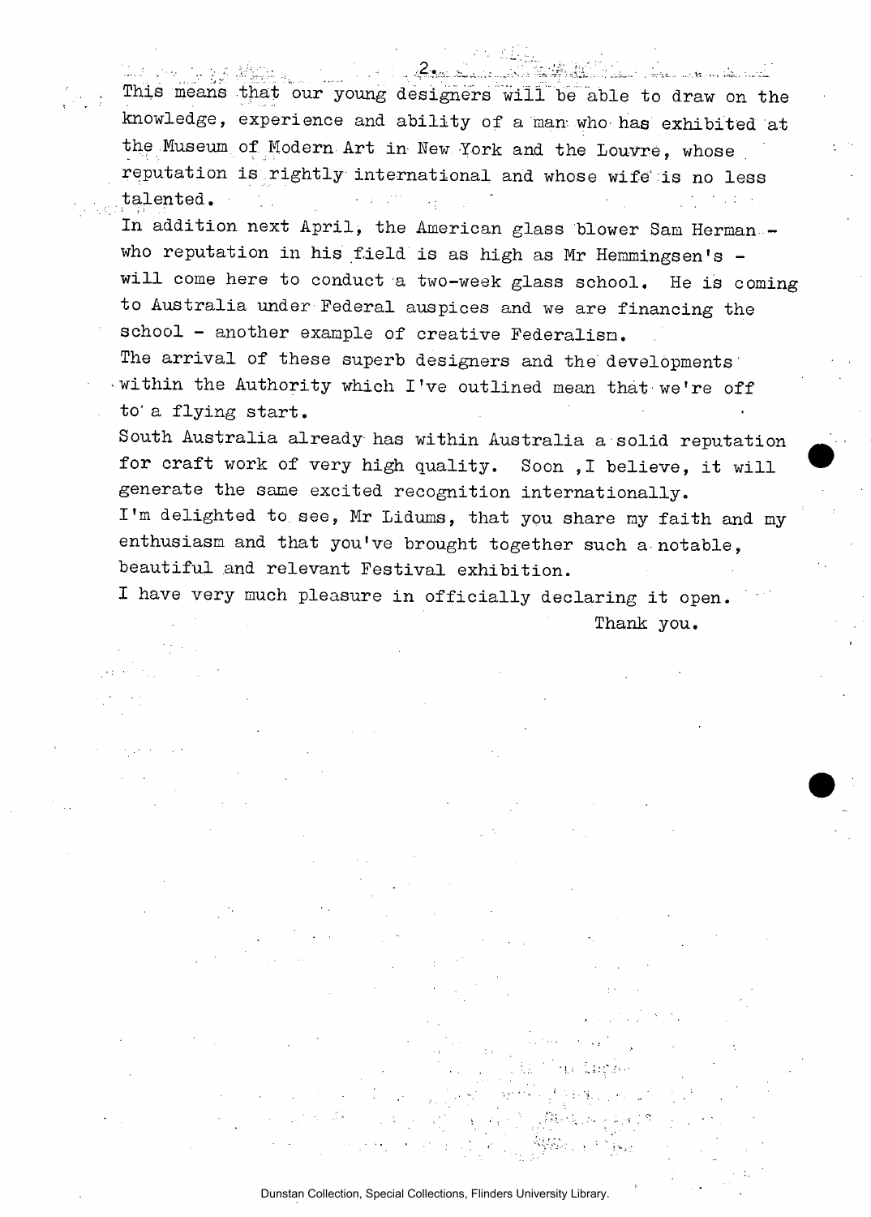This means that our young designers will be able to draw on the knowledge, experience and ability of a man who has exhibited at the Museum of Modern Art in New York and the Louvre, whose reputation is rightly international and whose wife is no less talented.

In addition next April, the American glass blower Sam Herman - who reputation in his field is as high as Mr Hemmingsen's - will come here to conduct a two-week glass school. He is coming to Australia under Federal auspices and we are financing the school - another example of creative Federalism.

The arrival of these superb designers and the developments within the Authority which I've outlined mean that we're off to a flying start.

South Australia already has within Australia a solid reputation for craft work of very high quality. Soon ,I believe, it will generate the same excited recognition internationally.

I'm delighted to see, Mr Lidums, that you share my faith and my enthusiasm and that you've brought together such a notable, beautiful and relevant Festival exhibition.

I have very much pleasure in officially declaring it open.

Thank you.

Dunstan Collection, Special Collections, Flinders University Library.